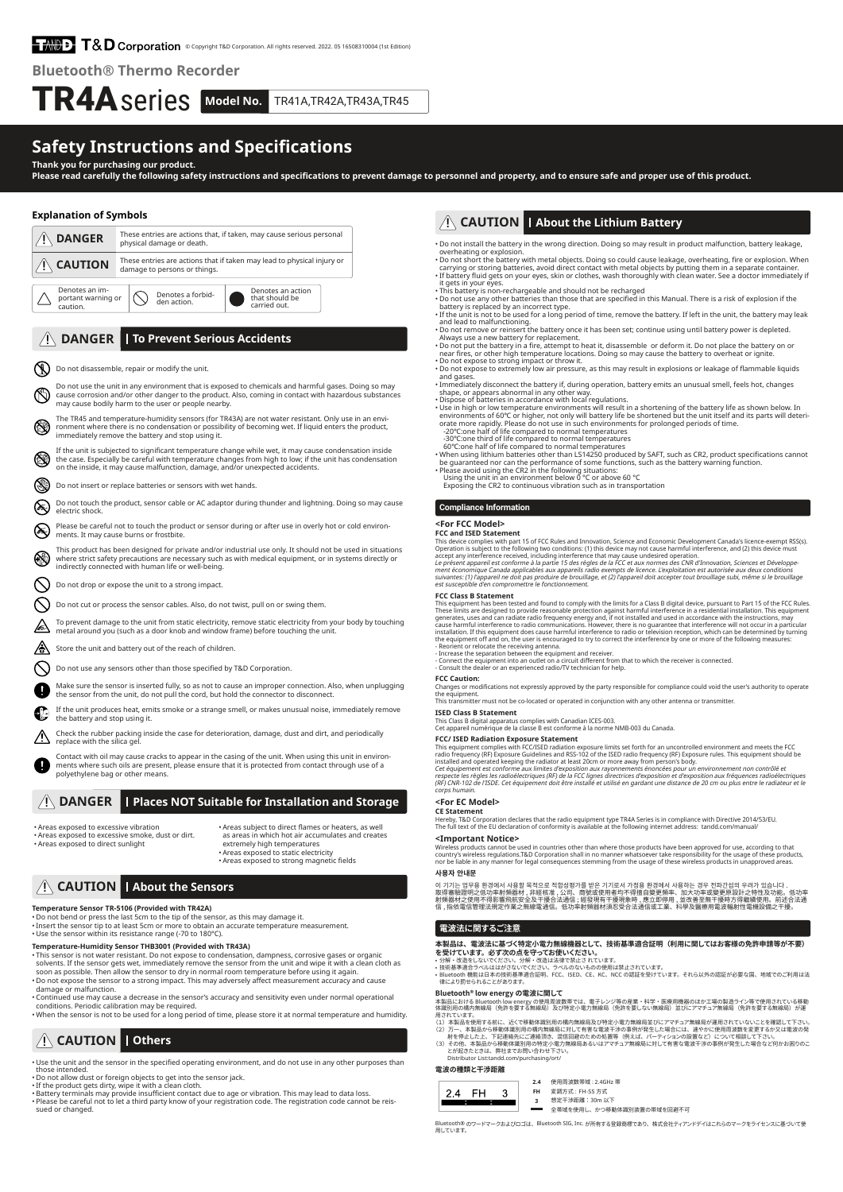T&D Corporation © Copyright T&D Corporation. All rights reserved. 2022. 05 16508310004 (1st Edition)

**Bluetooth® Thermo Recorder**

# TR4A series

**Model No.** TR41A,TR42A,TR43A,TR45

# Safety Instructions and Specifications

**Thank you for purchasing our product.**
**Please read carefully the following safety instructions and specifications to prevent damage to personnel and property, and to ensure safe and proper use of this product.**

### Explanation of Symbols

| | |
|---|---|
| ⚠ DANGER | These entries are actions that, if taken, may cause serious personal physical damage or death. |
| ⚠ CAUTION | These entries are actions that if taken may lead to physical injury or damage to persons or things. |

- Denotes an important warning or caution.
- Denotes a forbidden action.
- Denotes an action that should be carried out.

## ⚠ DANGER | To Prevent Serious Accidents

- Do not disassemble, repair or modify the unit.
- Do not use the unit in any environment that is exposed to chemicals and harmful gases. Doing so may cause corrosion and/or other danger to the product. Also, coming in contact with hazardous substances may cause bodily harm to the user or people nearby.
- The TR45 and temperature-humidity sensors (for TR43A) are not water resistant. Only use in an environment where there is no condensation or possibility of becoming wet. If liquid enters the product, immediately remove the battery and stop using it.
- If the unit is subjected to significant temperature change while wet, it may cause condensation inside the case. Especially be careful with temperature changes from high to low; if the unit has condensation on the inside, it may cause malfunction, damage, and/or unexpected accidents.
- Do not insert or replace batteries or sensors with wet hands.
- Do not touch the product, sensor cable or AC adaptor during thunder and lightning. Doing so may cause electric shock.
- Please be careful not to touch the product or sensor during or after use in overly hot or cold environments. It may cause burns or frostbite.
- This product has been designed for private and/or industrial use only. It should not be used in situations where strict safety precautions are necessary such as with medical equipment, or in systems directly or indirectly connected with human life or well-being.
- Do not drop or expose the unit to a strong impact.
- Do not cut or process the sensor cables. Also, do not twist, pull on or swing them.
- To prevent damage to the unit from static electricity, remove static electricity from your body by touching metal around you (such as a door knob and window frame) before touching the unit.
- Store the unit and battery out of the reach of children.
- Do not use any sensors other than those specified by T&D Corporation.
- Make sure the sensor is inserted fully, so as not to cause an improper connection. Also, when unplugging the sensor from the unit, do not pull the cord, but hold the connector to disconnect.
- If the unit produces heat, emits smoke or a strange smell, or makes unusual noise, immediately remove the battery and stop using it.
- Check the rubber packing inside the case for deterioration, damage, dust and dirt, and periodically replace with the silica gel.
- Contact with oil may cause cracks to appear in the casing of the unit. When using this unit in environments where such oils are present, please ensure that it is protected from contact through use of a polyethylene bag or other means.

## ⚠ DANGER | Places NOT Suitable for Installation and Storage

- Areas exposed to excessive vibration
- Areas exposed to excessive smoke, dust or dirt.
- Areas exposed to direct sunlight
- Areas subject to direct flames or heaters, as well as areas in which hot air accumulates and creates extremely high temperatures
- Areas exposed to static electricity
- Areas exposed to strong magnetic fields

## ⚠ CAUTION | About the Sensors

**Temperature Sensor TR-5106 (Provided with TR42A)**

- Do not bend or press the last 5cm to the tip of the sensor, as this may damage it.
- Insert the sensor tip to at least 5cm or more to obtain an accurate temperature measurement.
- Use the sensor within its resistance range (-70 to 180°C).

**Temperature-Humidity Sensor THB3001 (Provided with TR43A)**

- This sensor is not water resistant. Do not expose to condensation, dampness, corrosive gases or organic solvents. If the sensor gets wet, immediately remove the sensor from the unit and wipe it with a clean cloth as soon as possible. Then allow the sensor to dry in normal room temperature before using it again.
- Do not expose the sensor to a strong impact. This may adversely affect measurement accuracy and cause damage or malfunction.
- Continued use may cause a decrease in the sensor's accuracy and sensitivity even under normal operational conditions. Periodic calibration may be required.
- When the sensor is not to be used for a long period of time, please store it at normal temperature and humidity.

## ⚠ CAUTION | Others

- Use the unit and the sensor in the specified operating environment, and do not use in any other purposes than those intended.
- Do not allow dust or foreign objects to get into the sensor jack.
- If the product gets dirty, wipe it with a clean cloth.
- Battery terminals may provide insufficient contact due to age or vibration. This may lead to data loss.
- Please be careful not to let a third party know of your registration code. The registration code cannot be reissued or changed.

## ⚠ CAUTION | About the Lithium Battery

- Do not install the battery in the wrong direction. Doing so may result in product malfunction, battery leakage, overheating or explosion.
- Do not short the battery with metal objects. Doing so could cause leakage, overheating, fire or explosion. When carrying or storing batteries, avoid direct contact with metal objects by putting them in a separate container.
- If battery fluid gets on your eyes, skin or clothes, wash thoroughly with clean water. See a doctor immediately if it gets in your eyes.
- This battery is non-rechargeable and should not be recharged
- Do not use any other batteries than those that are specified in this Manual. There is a risk of explosion if the battery is replaced by an incorrect type.
- If the unit is not to be used for a long period of time, remove the battery. If left in the unit, the battery may leak and lead to malfunctioning.
- Do not remove or reinsert the battery once it has been set; continue using until battery power is depleted. Always use a new battery for replacement.
- Do not put the battery in a fire, attempt to heat it, disassemble or deform it. Do not place the battery on or near fires, or other high temperature locations. Doing so may cause the battery to overheat or ignite.
- Do not expose to strong impact or throw it.
- Do not expose to extremely low air pressure, as this may result in explosions or leakage of flammable liquids and gases.
- Immediately disconnect the battery if, during operation, battery emits an unusual smell, feels hot, changes shape, or appears abnormal in any other way.
- Dispose of batteries in accordance with local regulations.
- Use in high or low temperature environments will result in a shortening of the battery life as shown below. In environments of 60°C or higher, not only will battery life be shortened but the unit itself and its parts will deteriorate more rapidly. Please do not use in such environments for prolonged periods of time.
  - -20°C:one half of life compared to normal temperatures
  - -30°C:one third of life compared to normal temperatures
  - 60°C:one half of life compared to normal temperatures
- When using lithium batteries other than LS14250 produced by SAFT, such as CR2, product specifications cannot be guaranteed nor can the performance of some functions, such as the battery warning function.
- Please avoid using the CR2 in the following situations:
  - Using the unit in an environment below 0 °C or above 60 °C
  - Exposing the CR2 to continuous vibration such as in transportation

### Compliance Information

**<For FCC Model>**

**FCC and ISED Statement**

This device complies with part 15 of FCC Rules and Innovation, Science and Economic Development Canada's licence-exempt RSS(s). Operation is subject to the following two conditions: (1) this device may not cause harmful interference, and (2) this device must accept any interference received, including interference that may cause undesired operation.

*Le présent appareil est conforme à la partie 15 des règles de la FCC et aux normes des CNR d'Innovation, Sciences et Développement économique Canada applicables aux appareils radio exempts de licence. L'exploitation est autorisée aux deux conditions suivantes: (1) l'appareil ne doit pas produire de brouillage, et (2) l'appareil doit accepter tout brouillage subi, même si le brouillage est susceptible d'en compromettre le fonctionnement.*

**FCC Class B Statement**

This equipment has been tested and found to comply with the limits for a Class B digital device, pursuant to Part 15 of the FCC Rules. These limits are designed to provide reasonable protection against harmful interference in a residential installation. This equipment generates, uses and can radiate radio frequency energy and, if not installed and used in accordance with the instructions, may cause harmful interference to radio communications. However, there is no guarantee that interference will not occur in a particular installation. If this equipment does cause harmful interference to radio or television reception, which can be determined by turning the equipment off and on, the user is encouraged to try to correct the interference by one or more of the following measures:

- Reorient or relocate the receiving antenna.
- Increase the separation between the equipment and receiver.
- Connect the equipment into an outlet on a circuit different from that to which the receiver is connected.
- Consult the dealer or an experienced radio/TV technician for help.

**FCC Caution:**

Changes or modifications not expressly approved by the party responsible for compliance could void the user's authority to operate the equipment.
This transmitter must not be co-located or operated in conjunction with any other antenna or transmitter.

**ISED Class B Statement**

This Class B digital apparatus complies with Canadian ICES-003.
Cet appareil numérique de la classe B est conforme à la norme NMB-003 du Canada.

**FCC/ ISED Radiation Exposure Statement**

This equipment complies with FCC/ISED radiation exposure limits set forth for an uncontrolled environment and meets the FCC radio frequency (RF) Exposure Guidelines and RSS-102 of the ISED radio frequency (RF) Exposure rules. This equipment should be installed and operated keeping the radiator at least 20cm or more away from person's body.

*Cet équipement est conforme aux limites d'exposition aux rayonnements énoncées pour un environnement non contrôlé et respecte les règles les radioélectriques (RF) de la FCC lignes directrices d'exposition et d'exposition aux fréquences radioélectriques (RF) CNR-102 de l'ISDE. Cet équipement doit être installé et utilisé en gardant une distance de 20 cm ou plus entre le radiateur et le corps humain.*

**<For EC Model>**

**CE Statement**

Hereby, T&D Corporation declares that the radio equipment type TR4A Series is in compliance with Directive 2014/53/EU.
The full text of the EU declaration of conformity is available at the following internet address: tandd.com/manual/

**<Important Notice>**

Wireless products cannot be used in countries other than where those products have been approved for use, according to that country's wireless regulations.T&D Corporation shall in no manner whatsoever take responsibility for the usage of these products, nor be liable in any manner for legal consequences stemming from the usage of these wireless products in unapproved areas.

**사용자 안내문**

이 기기는 업무용 환경에서 사용할 목적으로 적합성평가를 받은 기기로서 가정용 환경에서 사용하는 경우 전파간섭의 우려가 있습니다 .
取得審驗證明之低功率射頻器材，非經核准，公司、商號或使用者均不得擅自變更頻率、加大功率或變更原設計之特性及功能。低功率射頻器材之使用不得影響飛航安全及干擾合法通信；經發現有干擾現象時，應立即停用，並改善至無干擾時方得繼續使用。前述合法通信，指依電信管理法規定作業之無線電通信。低功率射頻器材須忍受合法通信或工業、科學及醫療用電波輻射性電機設備之干擾。

### 電波法に関するご注意

**本製品は、電波法に基づく特定小電力無線機器として、技術基準適合証明（利用に関してはお客様の免許申請等が不要）を受けています。必ず次の点を守ってお使いください。**

- 分解・改造をしないでください。分解・改造は法律で禁止されています。
- 技術基準適合ラベルははがさないでください。ラベルのないものの使用は禁止されています。
- Bluetooth 機能は日本の技術基準適合証明、FCC、ISED、CE、KC、NCC の認証を受けています。それら以外の認証が必要な国、地域でのご利用は法律により罰せられることがあります。

**Bluetooth® low energy の電波に関して**

本製品における Bluetooth low energy の使用周波数帯では、電子レンジ等の産業・科学・医療用機器のほか工場の製造ライン等で使用されている移動体識別用の構内無線局（免許を要する無線局）及び特定小電力無線局（免許を要しない無線局）並びにアマチュア無線局（免許を要する無線局）が運用されています。

（1）本製品を使用する前に、近くで移動体識別用の構内無線局及び特定小電力無線局並びにアマチュア無線局が運用されていないことを確認して下さい。
（2）万一、本製品から移動体識別用の構内無線局に対して有害な電波干渉の事例が発生した場合には、速やかに使用周波数を変更するか又は電波の発射を停止した上、下記連絡先にご連絡頂き、混信回避のための処置等（例えば、パーティションの設置など）について相談して下さい。
（3）その他、本製品から移動体識別用の特定小電力無線局あるいはアマチュア無線局に対して有害な電波干渉の事例が発生した場合など何かお困りのことが起きたときは、弊社までお問い合わせ下さい。
Distributor List:tandd.com/purchasing/ort/

**電波の種類と干渉距離**

2.4 FH 3

- **2.4** 使用周波数帯域：2.4GHz 帯
- **FH** 変調方式：FH-SS 方式
- **3** 想定干渉距離：30m 以下
- 全帯域を使用し、かつ移動体識別装置の帯域を回避不可

Bluetooth® のワードマークおよびロゴは、Bluetooth SIG, Inc. が所有する登録商標であり、株式会社ティアンドデイはこれらのマークをライセンスに基づいて使用しています。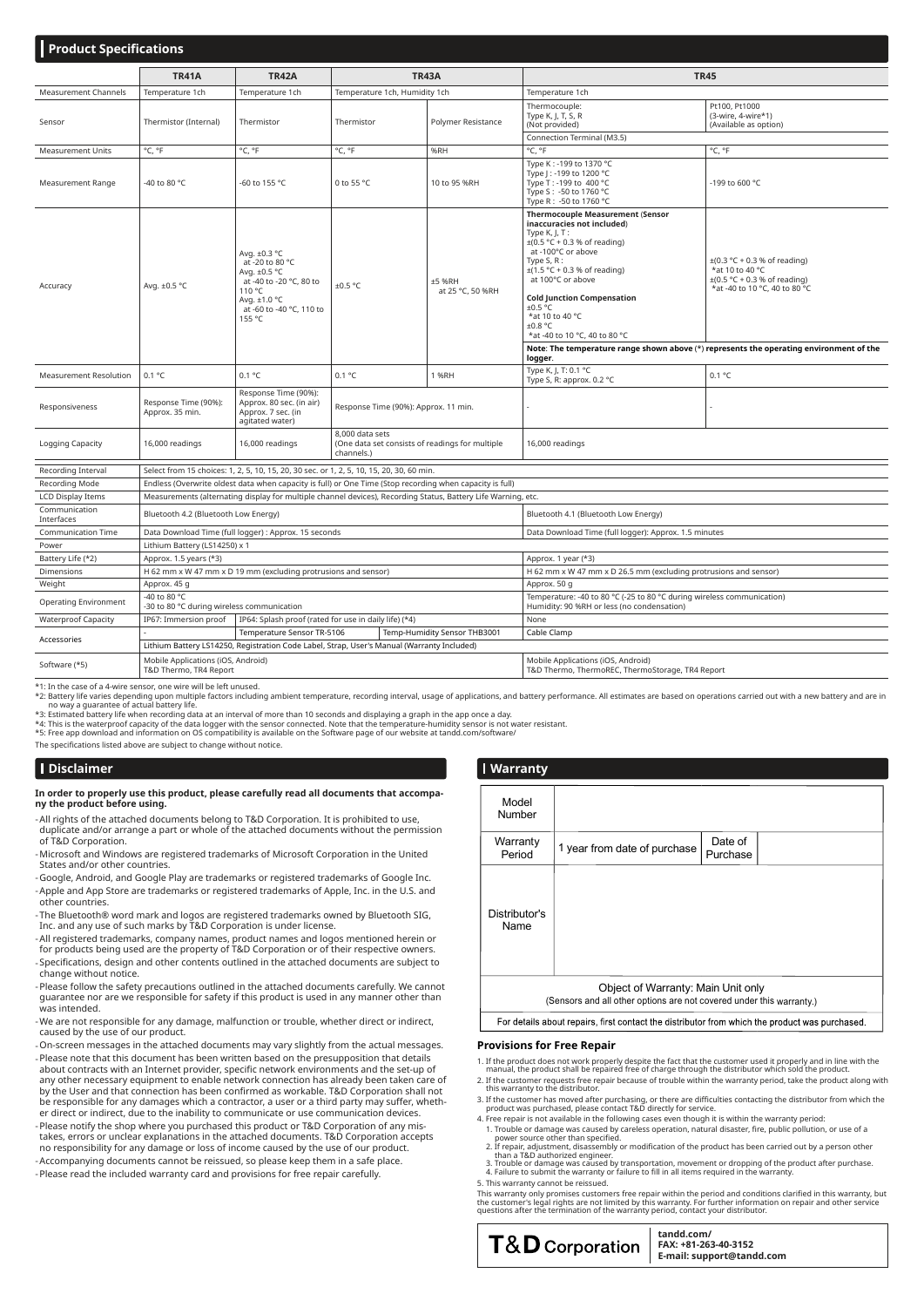## Product Specifications

| | TR41A | TR42A | TR43A | | TR45 | |
|---|---|---|---|---|---|---|
| Measurement Channels | Temperature 1ch | Temperature 1ch | Temperature 1ch, Humidity 1ch | | Temperature 1ch | |
| Sensor | Thermistor (Internal) | Thermistor | Thermistor | Polymer Resistance | Thermocouple: Type K, J, T, S, R (Not provided) | Pt100, Pt1000 (3-wire, 4-wire*1) (Available as option) |
| | | | | | Connection Terminal (M3.5) | |
| Measurement Units | °C, °F | °C, °F | °C, °F | %RH | °C, °F | °C, °F |
| Measurement Range | -40 to 80 °C | -60 to 155 °C | 0 to 55 °C | 10 to 95 %RH | Type K : -199 to 1370 °C<br>Type J : -199 to 1200 °C<br>Type T : -199 to 400 °C<br>Type S : -50 to 1760 °C<br>Type R : -50 to 1760 °C | -199 to 600 °C |
| Accuracy | Avg. ±0.5 °C | Avg. ±0.3 °C at -20 to 80 °C<br>Avg. ±0.5 °C at -40 to -20 °C, 80 to 110 °C<br>Avg. ±1.0 °C at -60 to -40 °C, 110 to 155 °C | ±0.5 °C | ±5 %RH at 25 °C, 50 %RH | **Thermocouple Measurement (Sensor inaccuracies not included)**<br>Type K, J, T : ±(0.5 °C + 0.3 % of reading) at -100°C or above<br>Type S, R : ±(1.5 °C + 0.3 % of reading) at 100°C or above<br>**Cold Junction Compensation**<br>±0.5 °C *at 10 to 40 °C<br>±0.8 °C *at -40 to 10 °C, 40 to 80 °C | ±(0.3 °C + 0.3 % of reading) *at 10 to 40 °C<br>±(0.5 °C + 0.3 % of reading) *at -40 to 10 °C, 40 to 80 °C |
| | | | | | **Note: The temperature range shown above (*) represents the operating environment of the logger.** | |
| Measurement Resolution | 0.1 °C | 0.1 °C | 0.1 °C | 1 %RH | Type K, J, T: 0.1 °C<br>Type S, R: approx. 0.2 °C | 0.1 °C |
| Responsiveness | Response Time (90%): Approx. 35 min. | Response Time (90%): Approx. 80 sec. (in air) Approx. 7 sec. (in agitated water) | Response Time (90%): Approx. 11 min. | | - | - |
| Logging Capacity | 16,000 readings | 16,000 readings | 8,000 data sets (One data set consists of readings for multiple channels.) | | 16,000 readings | |
| Recording Interval | Select from 15 choices: 1, 2, 5, 10, 15, 20, 30 sec. or 1, 2, 5, 10, 15, 20, 30, 60 min. | | | | | |
| Recording Mode | Endless (Overwrite oldest data when capacity is full) or One Time (Stop recording when capacity is full) | | | | | |
| LCD Display Items | Measurements (alternating display for multiple channel devices), Recording Status, Battery Life Warning, etc. | | | | | |
| Communication Interfaces | Bluetooth 4.2 (Bluetooth Low Energy) | | | | Bluetooth 4.1 (Bluetooth Low Energy) | |
| Communication Time | Data Download Time (full logger) : Approx. 15 seconds | | | | Data Download Time (full logger): Approx. 1.5 minutes | |
| Power | Lithium Battery (LS14250) x 1 | | | | | |
| Battery Life (*2) | Approx. 1.5 years (*3) | | | | Approx. 1 year (*3) | |
| Dimensions | H 62 mm x W 47 mm x D 19 mm (excluding protrusions and sensor) | | | | H 62 mm x W 47 mm x D 26.5 mm (excluding protrusions and sensor) | |
| Weight | Approx. 45 g | | | | Approx. 50 g | |
| Operating Environment | -40 to 80 °C<br>-30 to 80 °C during wireless communication | | | | Temperature: -40 to 80 °C (-25 to 80 °C during wireless communication)<br>Humidity: 90 %RH or less (no condensation) | |
| Waterproof Capacity | IP67: Immersion proof | IP64: Splash proof (rated for use in daily life) (*4) | | | None | |
| Accessories | - | Temperature Sensor TR-5106 | Temp-Humidity Sensor THB3001 | | Cable Clamp | |
| | Lithium Battery LS14250, Registration Code Label, Strap, User's Manual (Warranty Included) | | | | | |
| Software (*5) | Mobile Applications (iOS, Android)<br>T&D Thermo, TR4 Report | | | | Mobile Applications (iOS, Android)<br>T&D Thermo, ThermoREC, ThermoStorage, TR4 Report | |

*1: In the case of a 4-wire sensor, one wire will be left unused.
*2: Battery life varies depending upon multiple factors including ambient temperature, recording interval, usage of applications, and battery performance. All estimates are based on operations carried out with a new battery and are in no way a guarantee of actual battery life.
*3: Estimated battery life when recording data at an interval of more than 10 seconds and displaying a graph in the app once a day.
*4: This is the waterproof capacity of the data logger with the sensor connected. Note that the temperature-humidity sensor is not water resistant.
*5: Free app download and information on OS compatibility is available on the Software page of our website at tandd.com/software/

The specifications listed above are subject to change without notice.

## Disclaimer

**In order to properly use this product, please carefully read all documents that accompany the product before using.**

- All rights of the attached documents belong to T&D Corporation. It is prohibited to use, duplicate and/or arrange a part or whole of the attached documents without the permission of T&D Corporation.
- Microsoft and Windows are registered trademarks of Microsoft Corporation in the United States and/or other countries.
- Google, Android, and Google Play are trademarks or registered trademarks of Google Inc.
- Apple and App Store are trademarks or registered trademarks of Apple, Inc. in the U.S. and other countries.
- The Bluetooth® word mark and logos are registered trademarks owned by Bluetooth SIG, Inc. and any use of such marks by T&D Corporation is under license.
- All registered trademarks, company names, product names and logos mentioned herein or for products being used are the property of T&D Corporation or of their respective owners.
- Specifications, design and other contents outlined in the attached documents are subject to change without notice.
- Please follow the safety precautions outlined in the attached documents carefully. We cannot guarantee nor are we responsible for safety if this product is used in any manner other than was intended.
- We are not responsible for any damage, malfunction or trouble, whether direct or indirect, caused by the use of our product.
- On-screen messages in the attached documents may vary slightly from the actual messages.
- Please note that this document has been written based on the presupposition that details about contracts with an Internet provider, specific network environments and the set-up of any other necessary equipment to enable network connection has already been taken care of by the User and that connection has been confirmed as workable. T&D Corporation shall not be responsible for any damages which a contractor, a user or a third party may suffer, whether direct or indirect, due to the inability to communicate or use communication devices.
- Please notify the shop where you purchased this product or T&D Corporation of any mistakes, errors or unclear explanations in the attached documents. T&D Corporation accepts no responsibility for any damage or loss of income caused by the use of our product.
- Accompanying documents cannot be reissued, so please keep them in a safe place.
- Please read the included warranty card and provisions for free repair carefully.

## Warranty

| | | | |
|---|---|---|---|
| Model Number | | | |
| Warranty Period | 1 year from date of purchase | Date of Purchase | |
| Distributor's Name | | | |

Object of Warranty: Main Unit only
(Sensors and all other options are not covered under this warranty.)

For details about repairs, first contact the distributor from which the product was purchased.

### Provisions for Free Repair

1. If the product does not work properly despite the fact that the customer used it properly and in line with the manual, the product shall be repaired free of charge through the distributor which sold the product.
2. If the customer requests free repair because of trouble within the warranty period, take the product along with this warranty to the distributor.
3. If the customer has moved after purchasing, or there are difficulties contacting the distributor from which the product was purchased, please contact T&D directly for service.
4. Free repair is not available in the following cases even though it is within the warranty period:
   1. Trouble or damage was caused by careless operation, natural disaster, fire, public pollution, or use of a power source other than specified.
   2. If repair, adjustment, disassembly or modification of the product has been carried out by a person other than a T&D authorized engineer.
   3. Trouble or damage was caused by transportation, movement or dropping of the product after purchase.
   4. Failure to submit the warranty or failure to fill in all items required in the warranty.
5. This warranty cannot be reissued.

This warranty only promises customers free repair within the period and conditions clarified in this warranty, but the customer's legal rights are not limited by this warranty. For further information on repair and other service questions after the termination of the warranty period, contact your distributor.

T&D Corporation

**tandd.com/**
**FAX: +81-263-40-3152**
**E-mail: support@tandd.com**